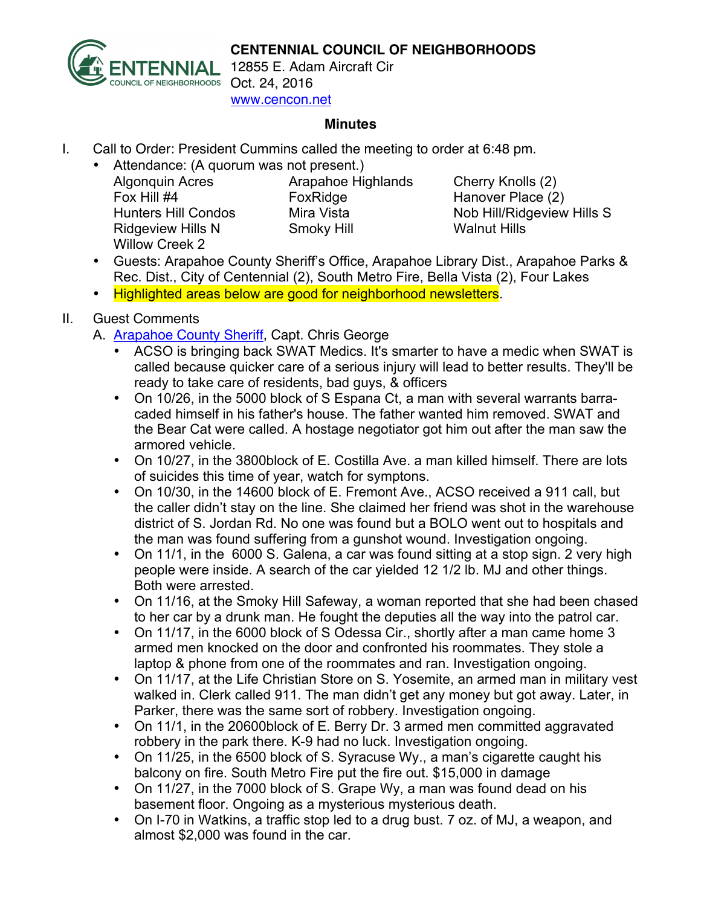# CENTENNIAL COUNCIL OF NEIGHBORHOODS

12855 E. Adam Aircraft Cir
Oct. 24, 2016
www.cencon.net

## Minutes

I. Call to Order: President Cummins called the meeting to order at 6:48 pm.
   - Attendance: (A quorum was not present.)

| | | |
|---|---|---|
| Algonquin Acres | Arapahoe Highlands | Cherry Knolls (2) |
| Fox Hill #4 | FoxRidge | Hanover Place (2) |
| Hunters Hill Condos | Mira Vista | Nob Hill/Ridgeview Hills S |
| Ridgeview Hills N | Smoky Hill | Walnut Hills |
| Willow Creek 2 | | |

   - Guests: Arapahoe County Sheriff's Office, Arapahoe Library Dist., Arapahoe Parks & Rec. Dist., City of Centennial (2), South Metro Fire, Bella Vista (2), Four Lakes
   - Highlighted areas below are good for neighborhood newsletters.

II. Guest Comments
   A. Arapahoe County Sheriff, Capt. Chris George
      - ACSO is bringing back SWAT Medics. It's smarter to have a medic when SWAT is called because quicker care of a serious injury will lead to better results. They'll be ready to take care of residents, bad guys, & officers
      - On 10/26, in the 5000 block of S Espana Ct, a man with several warrants barra-caded himself in his father's house. The father wanted him removed. SWAT and the Bear Cat were called. A hostage negotiator got him out after the man saw the armored vehicle.
      - On 10/27, in the 3800block of E. Costilla Ave. a man killed himself. There are lots of suicides this time of year, watch for symptons.
      - On 10/30, in the 14600 block of E. Fremont Ave., ACSO received a 911 call, but the caller didn't stay on the line. She claimed her friend was shot in the warehouse district of S. Jordan Rd. No one was found but a BOLO went out to hospitals and the man was found suffering from a gunshot wound. Investigation ongoing.
      - On 11/1, in the 6000 S. Galena, a car was found sitting at a stop sign. 2 very high people were inside. A search of the car yielded 12 1/2 lb. MJ and other things. Both were arrested.
      - On 11/16, at the Smoky Hill Safeway, a woman reported that she had been chased to her car by a drunk man. He fought the deputies all the way into the patrol car.
      - On 11/17, in the 6000 block of S Odessa Cir., shortly after a man came home 3 armed men knocked on the door and confronted his roommates. They stole a laptop & phone from one of the roommates and ran. Investigation ongoing.
      - On 11/17, at the Life Christian Store on S. Yosemite, an armed man in military vest walked in. Clerk called 911. The man didn't get any money but got away. Later, in Parker, there was the same sort of robbery. Investigation ongoing.
      - On 11/1, in the 20600block of E. Berry Dr. 3 armed men committed aggravated robbery in the park there. K-9 had no luck. Investigation ongoing.
      - On 11/25, in the 6500 block of S. Syracuse Wy., a man's cigarette caught his balcony on fire. South Metro Fire put the fire out. $15,000 in damage
      - On 11/27, in the 7000 block of S. Grape Wy, a man was found dead on his basement floor. Ongoing as a mysterious mysterious death.
      - On I-70 in Watkins, a traffic stop led to a drug bust. 7 oz. of MJ, a weapon, and almost $2,000 was found in the car.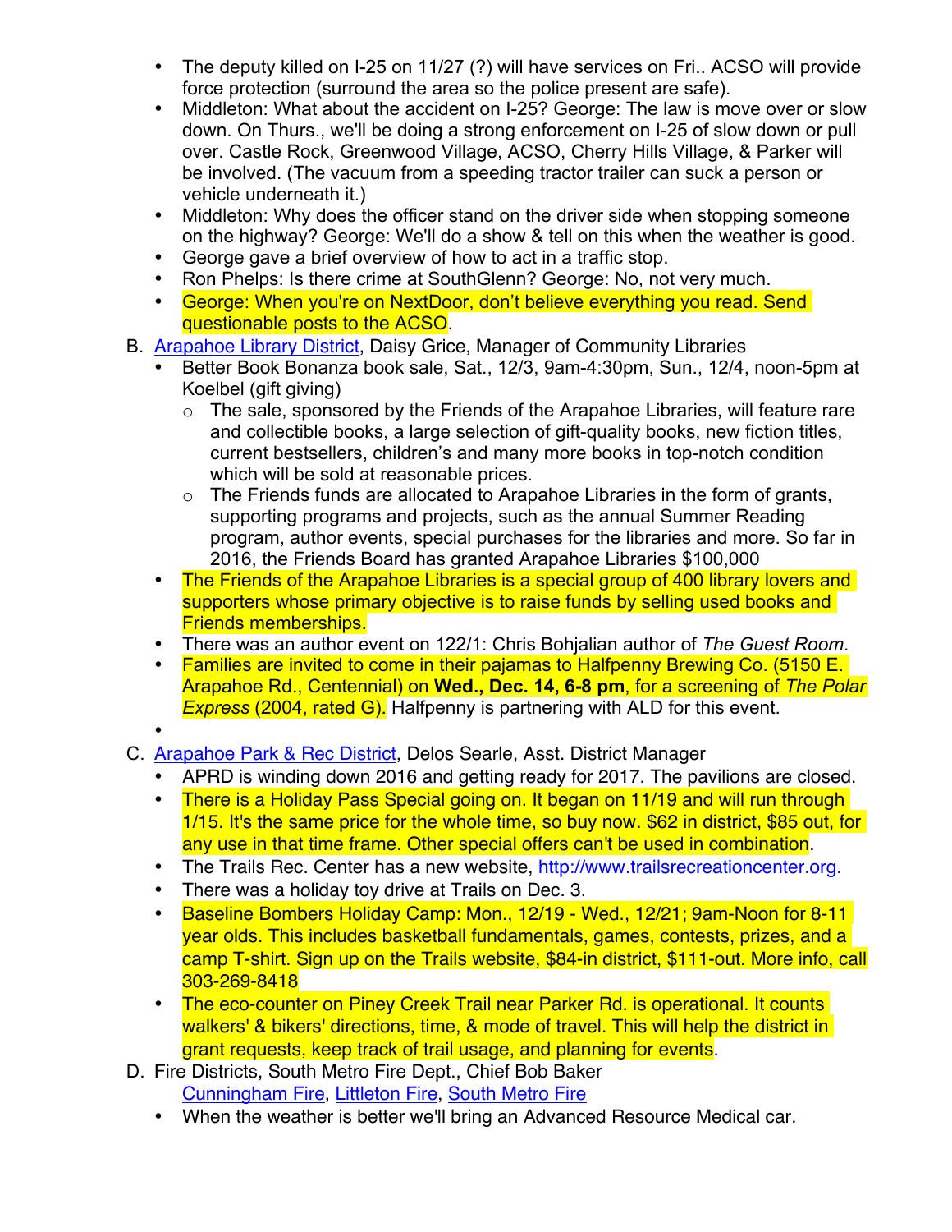- The deputy killed on I-25 on 11/27 (?) will have services on Fri.. ACSO will provide force protection (surround the area so the police present are safe).
- Middleton: What about the accident on I-25? George: The law is move over or slow down. On Thurs., we'll be doing a strong enforcement on I-25 of slow down or pull over. Castle Rock, Greenwood Village, ACSO, Cherry Hills Village, & Parker will be involved. (The vacuum from a speeding tractor trailer can suck a person or vehicle underneath it.)
- Middleton: Why does the officer stand on the driver side when stopping someone on the highway? George: We'll do a show & tell on this when the weather is good.
- George gave a brief overview of how to act in a traffic stop.
- Ron Phelps: Is there crime at SouthGlenn? George: No, not very much.
- George: When you're on NextDoor, don't believe everything you read. Send questionable posts to the ACSO.

B. [Arapahoe Library District](), Daisy Grice, Manager of Community Libraries

- Better Book Bonanza book sale, Sat., 12/3, 9am-4:30pm, Sun., 12/4, noon-5pm at Koelbel (gift giving)
  - The sale, sponsored by the Friends of the Arapahoe Libraries, will feature rare and collectible books, a large selection of gift-quality books, new fiction titles, current bestsellers, children's and many more books in top-notch condition which will be sold at reasonable prices.
  - The Friends funds are allocated to Arapahoe Libraries in the form of grants, supporting programs and projects, such as the annual Summer Reading program, author events, special purchases for the libraries and more. So far in 2016, the Friends Board has granted Arapahoe Libraries $100,000
- The Friends of the Arapahoe Libraries is a special group of 400 library lovers and supporters whose primary objective is to raise funds by selling used books and Friends memberships.
- There was an author event on 122/1: Chris Bohjalian author of *The Guest Room*.
- Families are invited to come in their pajamas to Halfpenny Brewing Co. (5150 E. Arapahoe Rd., Centennial) on **Wed., Dec. 14, 6-8 pm**, for a screening of *The Polar Express* (2004, rated G). Halfpenny is partnering with ALD for this event.
-

C. [Arapahoe Park & Rec District](), Delos Searle, Asst. District Manager

- APRD is winding down 2016 and getting ready for 2017. The pavilions are closed.
- There is a Holiday Pass Special going on. It began on 11/19 and will run through 1/15. It's the same price for the whole time, so buy now. $62 in district, $85 out, for any use in that time frame. Other special offers can't be used in combination.
- The Trails Rec. Center has a new website, http://www.trailsrecreationcenter.org.
- There was a holiday toy drive at Trails on Dec. 3.
- Baseline Bombers Holiday Camp: Mon., 12/19 - Wed., 12/21; 9am-Noon for 8-11 year olds. This includes basketball fundamentals, games, contests, prizes, and a camp T-shirt. Sign up on the Trails website, $84-in district, $111-out. More info, call 303-269-8418
- The eco-counter on Piney Creek Trail near Parker Rd. is operational. It counts walkers' & bikers' directions, time, & mode of travel. This will help the district in grant requests, keep track of trail usage, and planning for events.

D. Fire Districts, South Metro Fire Dept., Chief Bob Baker
[Cunningham Fire](), [Littleton Fire](), [South Metro Fire]()

- When the weather is better we'll bring an Advanced Resource Medical car.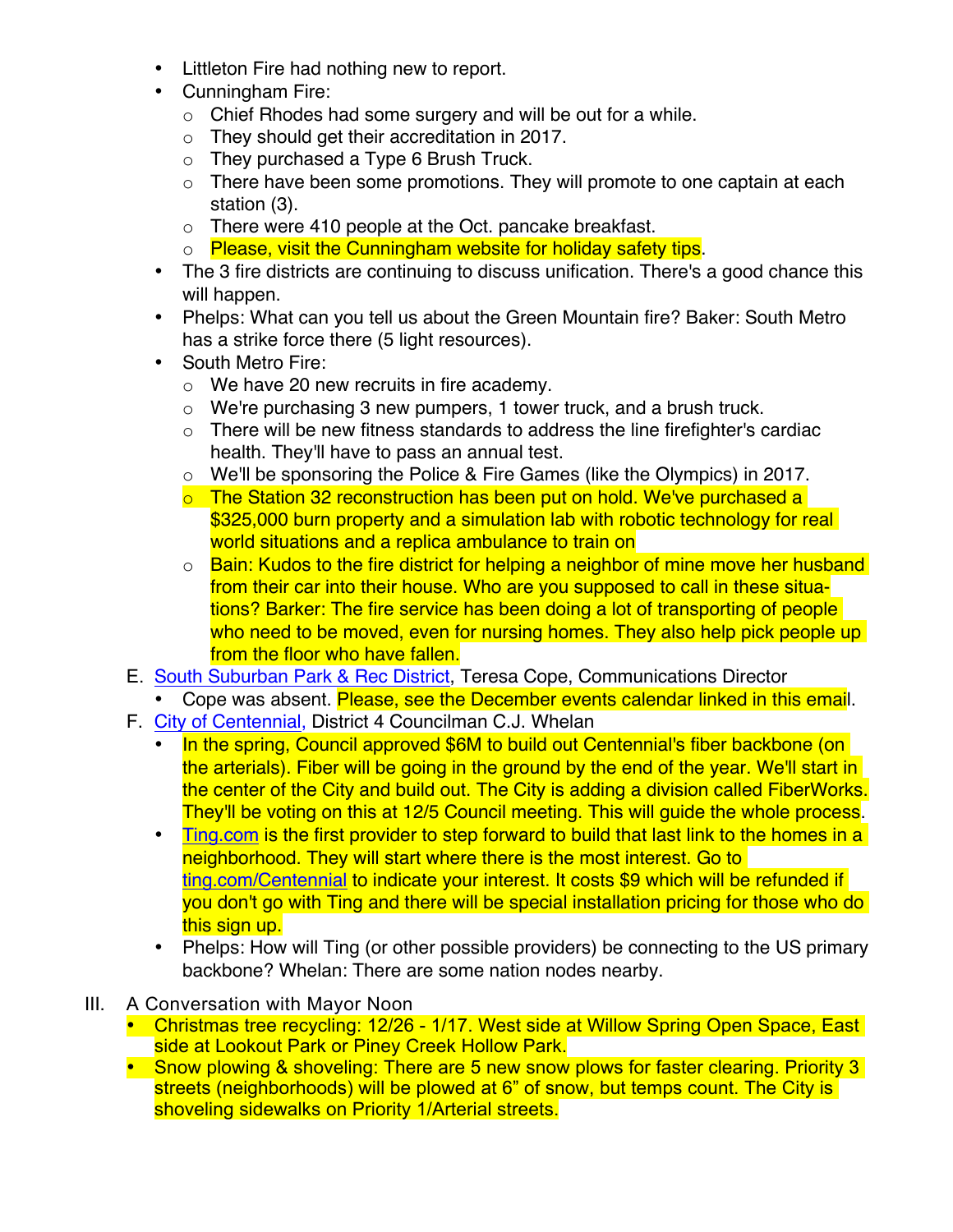- Littleton Fire had nothing new to report.
- Cunningham Fire:
  - Chief Rhodes had some surgery and will be out for a while.
  - They should get their accreditation in 2017.
  - They purchased a Type 6 Brush Truck.
  - There have been some promotions. They will promote to one captain at each station (3).
  - There were 410 people at the Oct. pancake breakfast.
  - Please, visit the Cunningham website for holiday safety tips.
- The 3 fire districts are continuing to discuss unification. There's a good chance this will happen.
- Phelps: What can you tell us about the Green Mountain fire? Baker: South Metro has a strike force there (5 light resources).
- South Metro Fire:
  - We have 20 new recruits in fire academy.
  - We're purchasing 3 new pumpers, 1 tower truck, and a brush truck.
  - There will be new fitness standards to address the line firefighter's cardiac health. They'll have to pass an annual test.
  - We'll be sponsoring the Police & Fire Games (like the Olympics) in 2017.
  - The Station 32 reconstruction has been put on hold. We've purchased a $325,000 burn property and a simulation lab with robotic technology for real world situations and a replica ambulance to train on
  - Bain: Kudos to the fire district for helping a neighbor of mine move her husband from their car into their house. Who are you supposed to call in these situations? Barker: The fire service has been doing a lot of transporting of people who need to be moved, even for nursing homes. They also help pick people up from the floor who have fallen.

E. [South Suburban Park & Rec District](), Teresa Cope, Communications Director
- Cope was absent. Please, see the December events calendar linked in this email.

F. [City of Centennial](), District 4 Councilman C.J. Whelan
- In the spring, Council approved $6M to build out Centennial's fiber backbone (on the arterials). Fiber will be going in the ground by the end of the year. We'll start in the center of the City and build out. The City is adding a division called FiberWorks. They'll be voting on this at 12/5 Council meeting. This will guide the whole process.
- [Ting.com]() is the first provider to step forward to build that last link to the homes in a neighborhood. They will start where there is the most interest. Go to [ting.com/Centennial]() to indicate your interest. It costs $9 which will be refunded if you don't go with Ting and there will be special installation pricing for those who do this sign up.
- Phelps: How will Ting (or other possible providers) be connecting to the US primary backbone? Whelan: There are some nation nodes nearby.

III. A Conversation with Mayor Noon
- Christmas tree recycling: 12/26 - 1/17. West side at Willow Spring Open Space, East side at Lookout Park or Piney Creek Hollow Park.
- Snow plowing & shoveling: There are 5 new snow plows for faster clearing. Priority 3 streets (neighborhoods) will be plowed at 6" of snow, but temps count. The City is shoveling sidewalks on Priority 1/Arterial streets.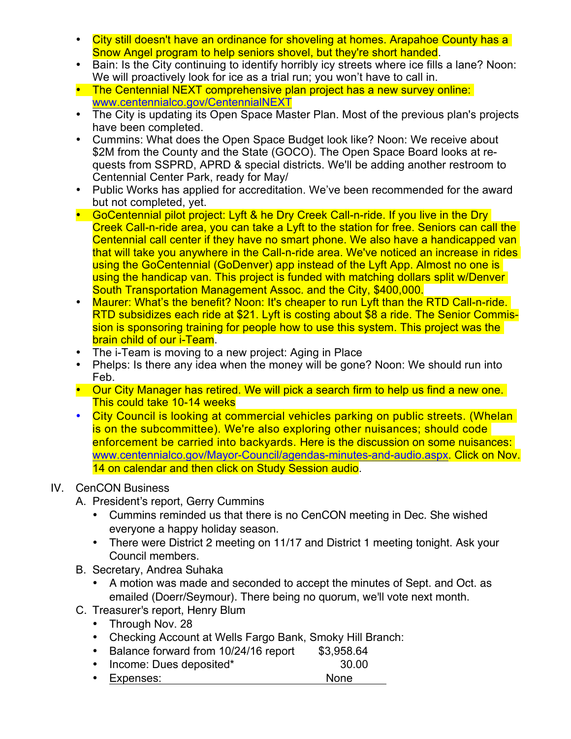- City still doesn't have an ordinance for shoveling at homes. Arapahoe County has a Snow Angel program to help seniors shovel, but they're short handed.
- Bain: Is the City continuing to identify horribly icy streets where ice fills a lane? Noon: We will proactively look for ice as a trial run; you won't have to call in.
- The Centennial NEXT comprehensive plan project has a new survey online: [www.centennialco.gov/CentennialNEXT](www.centennialco.gov/CentennialNEXT)
- The City is updating its Open Space Master Plan. Most of the previous plan's projects have been completed.
- Cummins: What does the Open Space Budget look like? Noon: We receive about \$2M from the County and the State (GOCO). The Open Space Board looks at requests from SSPRD, APRD & special districts. We'll be adding another restroom to Centennial Center Park, ready for May/
- Public Works has applied for accreditation. We've been recommended for the award but not completed, yet.
- GoCentennial pilot project: Lyft & he Dry Creek Call-n-ride. If you live in the Dry Creek Call-n-ride area, you can take a Lyft to the station for free. Seniors can call the Centennial call center if they have no smart phone. We also have a handicapped van that will take you anywhere in the Call-n-ride area. We've noticed an increase in rides using the GoCentennial (GoDenver) app instead of the Lyft App. Almost no one is using the handicap van. This project is funded with matching dollars split w/Denver South Transportation Management Assoc. and the City, \$400,000.
- Maurer: What's the benefit? Noon: It's cheaper to run Lyft than the RTD Call-n-ride. RTD subsidizes each ride at \$21. Lyft is costing about \$8 a ride. The Senior Commission is sponsoring training for people how to use this system. This project was the brain child of our i-Team.
- The i-Team is moving to a new project: Aging in Place
- Phelps: Is there any idea when the money will be gone? Noon: We should run into Feb.
- Our City Manager has retired. We will pick a search firm to help us find a new one. This could take 10-14 weeks
- City Council is looking at commercial vehicles parking on public streets. (Whelan is on the subcommittee). We're also exploring other nuisances; should code enforcement be carried into backyards. Here is the discussion on some nuisances: [www.centennialco.gov/Mayor-Council/agendas-minutes-and-audio.aspx](www.centennialco.gov/Mayor-Council/agendas-minutes-and-audio.aspx). Click on Nov. 14 on calendar and then click on Study Session audio.

IV. CenCON Business

A. President's report, Gerry Cummins

- Cummins reminded us that there is no CenCON meeting in Dec. She wished everyone a happy holiday season.
- There were District 2 meeting on 11/17 and District 1 meeting tonight. Ask your Council members.

B. Secretary, Andrea Suhaka

- A motion was made and seconded to accept the minutes of Sept. and Oct. as emailed (Doerr/Seymour). There being no quorum, we'll vote next month.

C. Treasurer's report, Henry Blum

- Through Nov. 28
- Checking Account at Wells Fargo Bank, Smoky Hill Branch:
- Balance forward from 10/24/16 report $\quad$ \$3,958.64
- Income: Dues deposited* $\quad$ 30.00
- Expenses: $\quad$ None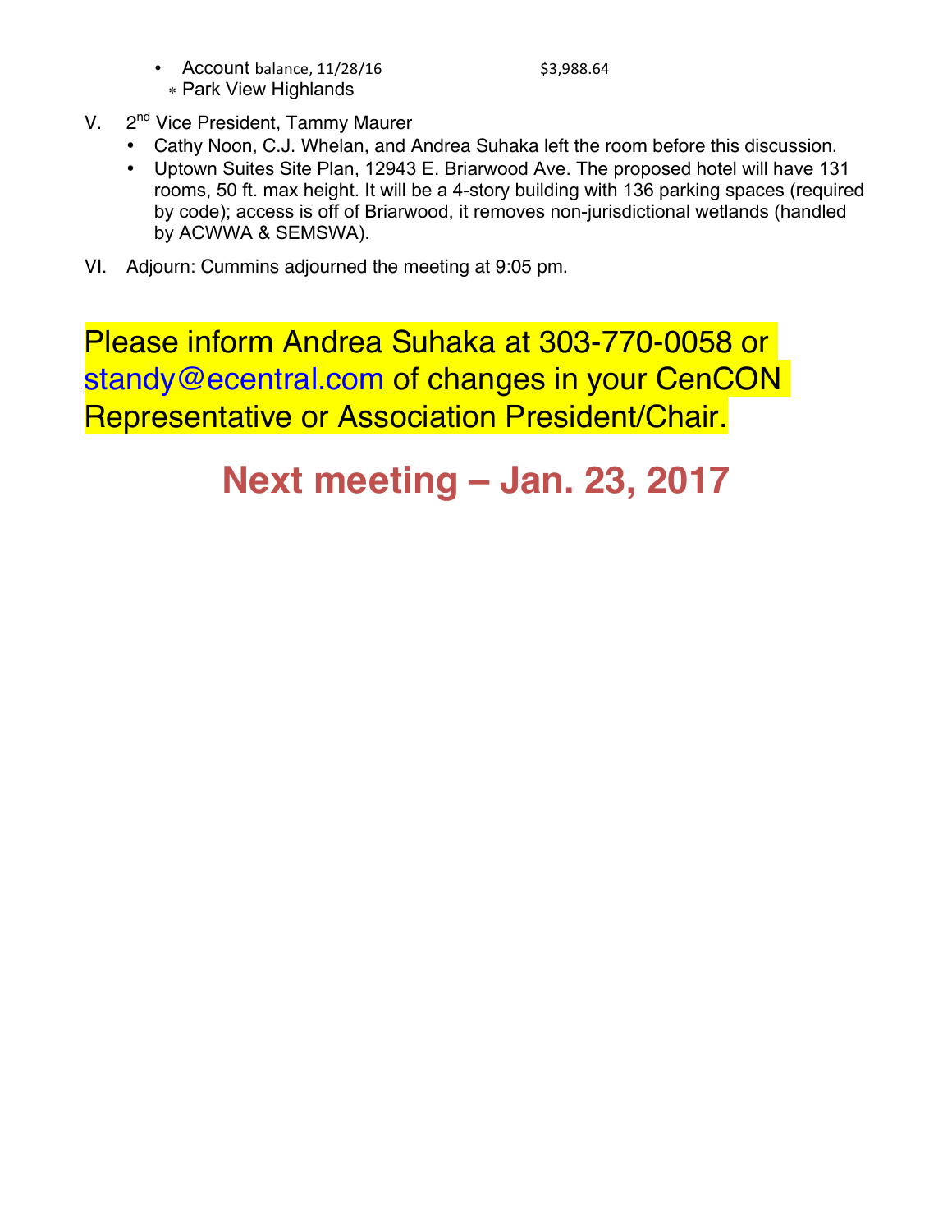- Account balance, 11/28/16 $3,988.64
  - Park View Highlands

V. 2nd Vice President, Tammy Maurer

- Cathy Noon, C.J. Whelan, and Andrea Suhaka left the room before this discussion.
- Uptown Suites Site Plan, 12943 E. Briarwood Ave. The proposed hotel will have 131 rooms, 50 ft. max height. It will be a 4-story building with 136 parking spaces (required by code); access is off of Briarwood, it removes non-jurisdictional wetlands (handled by ACWWA & SEMSWA).

VI. Adjourn: Cummins adjourned the meeting at 9:05 pm.

Please inform Andrea Suhaka at 303-770-0058 or standy@ecentral.com of changes in your CenCON Representative or Association President/Chair.

## Next meeting – Jan. 23, 2017